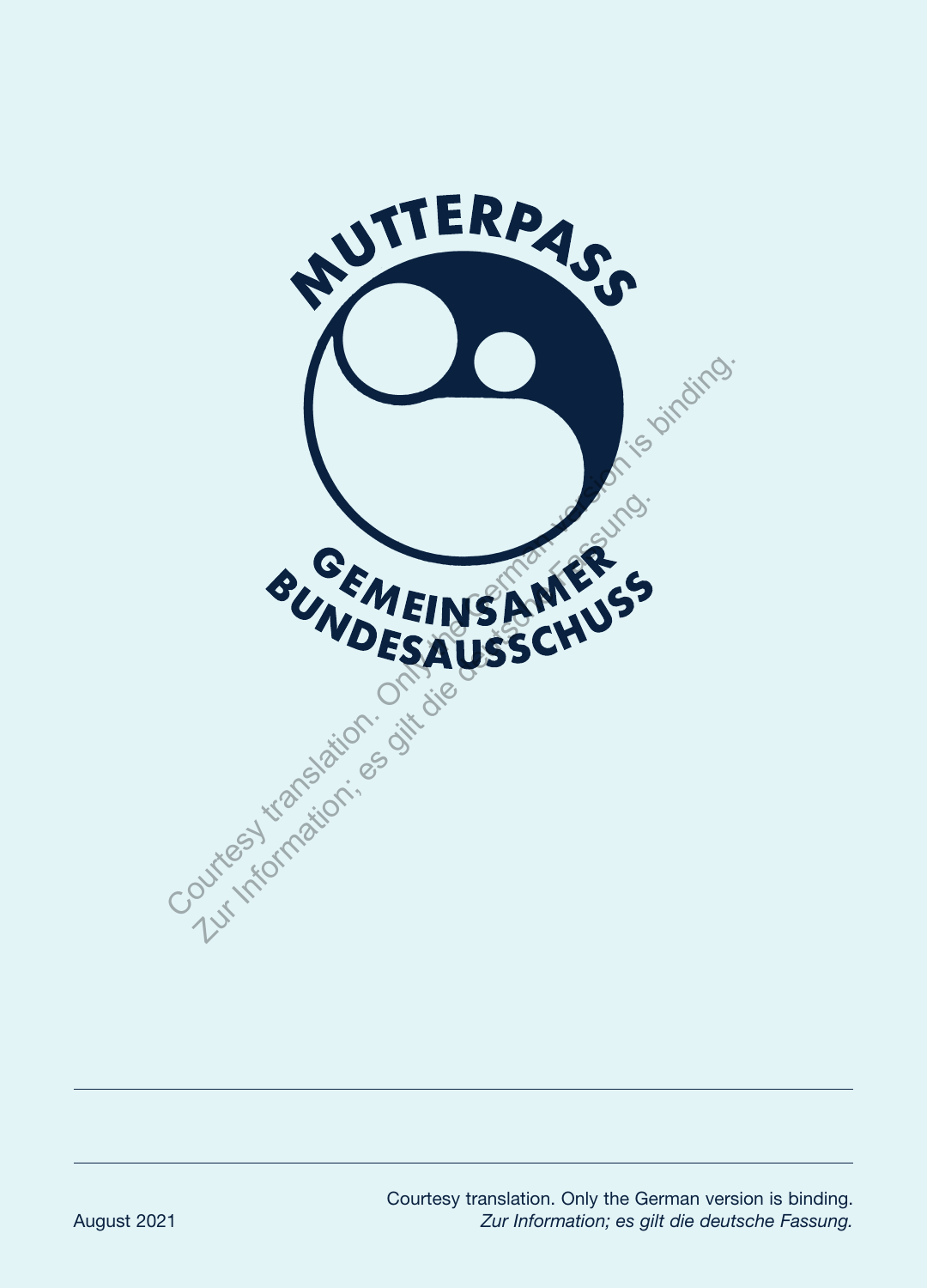# MUTTERPASS

GEMEINSAMER BUNDESAUSSCHUSS

August 2021

Courtesy translation. Only the German version is binding.
*Zur Information; es gilt die deutsche Fassung.*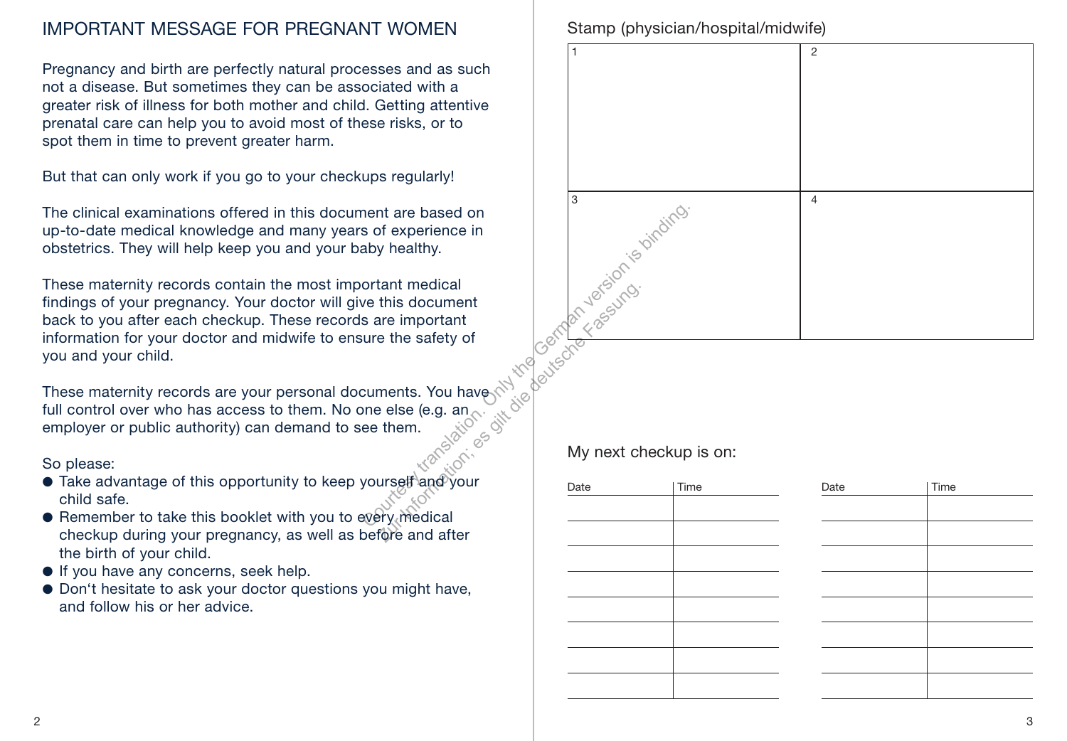# IMPORTANT MESSAGE FOR PREGNANT WOMEN

Pregnancy and birth are perfectly natural processes and as such not a disease. But sometimes they can be associated with a greater risk of illness for both mother and child. Getting attentive prenatal care can help you to avoid most of these risks, or to spot them in time to prevent greater harm.

But that can only work if you go to your checkups regularly!

The clinical examinations offered in this document are based on up-to-date medical knowledge and many years of experience in obstetrics. They will help keep you and your baby healthy.

These maternity records contain the most important medical findings of your pregnancy. Your doctor will give this document back to you after each checkup. These records are important information for your doctor and midwife to ensure the safety of you and your child.

These maternity records are your personal documents. You have full control over who has access to them. No one else (e.g. an employer or public authority) can demand to see them.

So please:

- Take advantage of this opportunity to keep yourself and your child safe.
- Remember to take this booklet with you to every medical checkup during your pregnancy, as well as before and after the birth of your child.
- If you have any concerns, seek help.
- Don‘t hesitate to ask your doctor questions you might have, and follow his or her advice.

Courtesy translation. Only the German version is binding. Zur Information; es gilt die deutsche Fassung.

Stamp (physician/hospital/midwife)

| 1 | 2 |
|---|---|
| 3 | 4 |

My next checkup is on:

| Date | Time | Date | Time |
|---|---|---|---|
| | | | |
| | | | |
| | | | |
| | | | |
| | | | |
| | | | |
| | | | |
| | | | |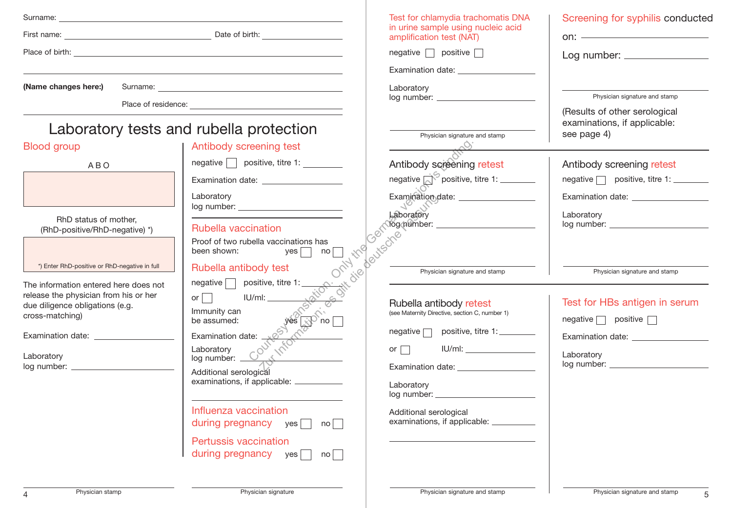Surname: ____________________

First name: ____________________ Date of birth: ____________________

Place of birth: ____________________

**(Name changes here:)** Surname: ____________________

Place of residence: ____________________

# Laboratory tests and rubella protection

## Blood group

A B O

RhD status of mother, (RhD-positive/RhD-negative) *)

*) Enter RhD-positive or RhD-negative in full

The information entered here does not release the physician from his or her due diligence obligations (e.g. cross-matching)

Examination date: ____________________

Laboratory log number: ____________________

Physician stamp

## Antibody screening test

negative ☐ positive, titre 1: ____________________

Examination date: ____________________

Laboratory log number: ____________________

## Rubella vaccination

Proof of two rubella vaccinations has been shown: yes ☐ no ☐

## Rubella antibody test

negative ☐ positive, titre 1: ____________________

or ☐ IU/ml: ____________________

Immunity can be assumed: yes ☐ no ☐

Examination date: ____________________

Laboratory log number: ____________________

Additional serological examinations, if applicable: ____________________

## Influenza vaccination during pregnancy

yes ☐ no ☐

## Pertussis vaccination during pregnancy

yes ☐ no ☐

Physician signature

## Test for chlamydia trachomatis DNA in urine sample using nucleic acid amplification test (NAT)

negative ☐ positive ☐

Examination date: ____________________

Laboratory log number: ____________________

Physician signature and stamp

## Screening for syphilis conducted

on: ____________________

Log number: ____________________

Physician signature and stamp

(Results of other serological examinations, if applicable: see page 4)

## Antibody screening retest

negative ☐ positive, titre 1: ____________________

Examination date: ____________________

Laboratory log number: ____________________

Physician signature and stamp

## Antibody screening retest

negative ☐ positive, titre 1: ____________________

Examination date: ____________________

Laboratory log number: ____________________

Physician signature and stamp

## Rubella antibody retest

(see Maternity Directive, section C, number 1)

negative ☐ positive, titre 1: ____________________

or ☐ IU/ml: ____________________

Examination date: ____________________

Laboratory log number: ____________________

Additional serological examinations, if applicable: ____________________

Physician signature and stamp

## Test for HBs antigen in serum

negative ☐ positive ☐

Examination date: ____________________

Laboratory log number: ____________________

Physician signature and stamp

Courtesy translation. Only the German version is binding. Zur Information; es gilt die deutsche Fassung.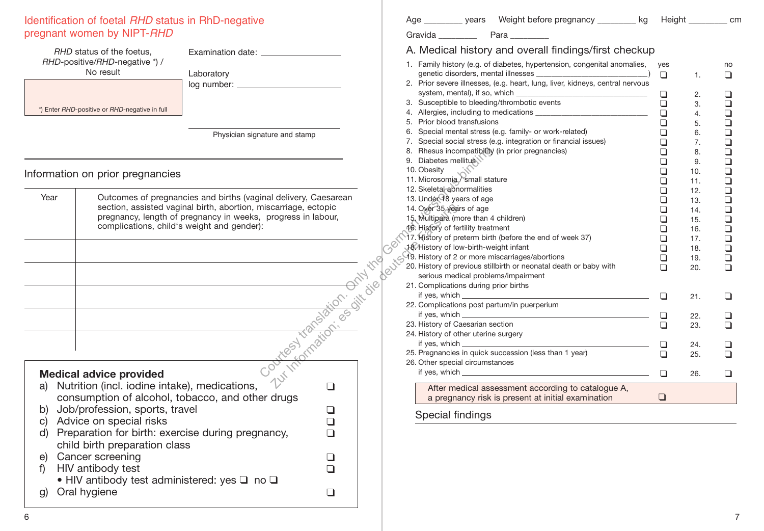## Identification of foetal *RHD* status in RhD-negative pregnant women by NIPT-*RHD*

| *RHD* status of the foetus, *RHD*-positive/*RHD*-negative *) / No result | Examination date: ____________ |
|---|---|
| *) Enter *RHD*-positive or *RHD*-negative in full | Laboratory log number: ____________ |

Physician signature and stamp

## Information on prior pregnancies

| Year | Outcomes of pregnancies and births (vaginal delivery, Caesarean section, assisted vaginal birth, abortion, miscarriage, ectopic pregnancy, length of pregnancy in weeks, progress in labour, complications, child's weight and gender): |
|---|---|
| | |
| | |
| | |
| | |
| | |

### Medical advice provided

a) Nutrition (incl. iodine intake), medications, consumption of alcohol, tobacco, and other drugs ❑
b) Job/profession, sports, travel ❑
c) Advice on special risks ❑
d) Preparation for birth: exercise during pregnancy, child birth preparation class ❑
e) Cancer screening ❑
f) HIV antibody test ❑
- HIV antibody test administered: yes ❑ no ❑

g) Oral hygiene ❑

Age ________ years  Weight before pregnancy ________ kg  Height ________ cm

Gravida ________  Para ________

## A. Medical history and overall findings/first checkup

| | | yes | | no |
|---|---|---|---|---|
| 1. | Family history (e.g. of diabetes, hypertension, congenital anomalies, genetic disorders, mental illnesses ____________) | ❑ | 1. | ❑ |
| 2. | Prior severe illnesses, (e.g. heart, lung, liver, kidneys, central nervous system, mental), if so, which ____________ | ❑ | 2. | ❑ |
| 3. | Susceptible to bleeding/thrombotic events | ❑ | 3. | ❑ |
| 4. | Allergies, including to medications ____________ | ❑ | 4. | ❑ |
| 5. | Prior blood transfusions | ❑ | 5. | ❑ |
| 6. | Special mental stress (e.g. family- or work-related) | ❑ | 6. | ❑ |
| 7. | Special social stress (e.g. integration or financial issues) | ❑ | 7. | ❑ |
| 8. | Rhesus incompatibility (in prior pregnancies) | ❑ | 8. | ❑ |
| 9. | Diabetes mellitus | ❑ | 9. | ❑ |
| 10. | Obesity | ❑ | 10. | ❑ |
| 11. | Microsomia / small stature | ❑ | 11. | ❑ |
| 12. | Skeletal abnormalities | ❑ | 12. | ❑ |
| 13. | Under 18 years of age | ❑ | 13. | ❑ |
| 14. | Over 35 years of age | ❑ | 14. | ❑ |
| 15. | Multipara (more than 4 children) | ❑ | 15. | ❑ |
| 16. | History of fertility treatment | ❑ | 16. | ❑ |
| 17. | History of preterm birth (before the end of week 37) | ❑ | 17. | ❑ |
| 18. | History of low-birth-weight infant | ❑ | 18. | ❑ |
| 19. | History of 2 or more miscarriages/abortions | ❑ | 19. | ❑ |
| 20. | History of previous stillbirth or neonatal death or baby with serious medical problems/impairment | ❑ | 20. | ❑ |
| 21. | Complications during prior births if yes, which ____________ | ❑ | 21. | ❑ |
| 22. | Complications post partum/in puerperium if yes, which ____________ | ❑ | 22. | ❑ |
| 23. | History of Caesarean section | ❑ | 23. | ❑ |
| 24. | History of other uterine surgery if yes, which ____________ | ❑ | 24. | ❑ |
| 25. | Pregnancies in quick succession (less than 1 year) | ❑ | 25. | ❑ |
| 26. | Other special circumstances if yes, which ____________ | ❑ | 26. | ❑ |

After medical assessment according to catalogue A, a pregnancy risk is present at initial examination ❑

### Special findings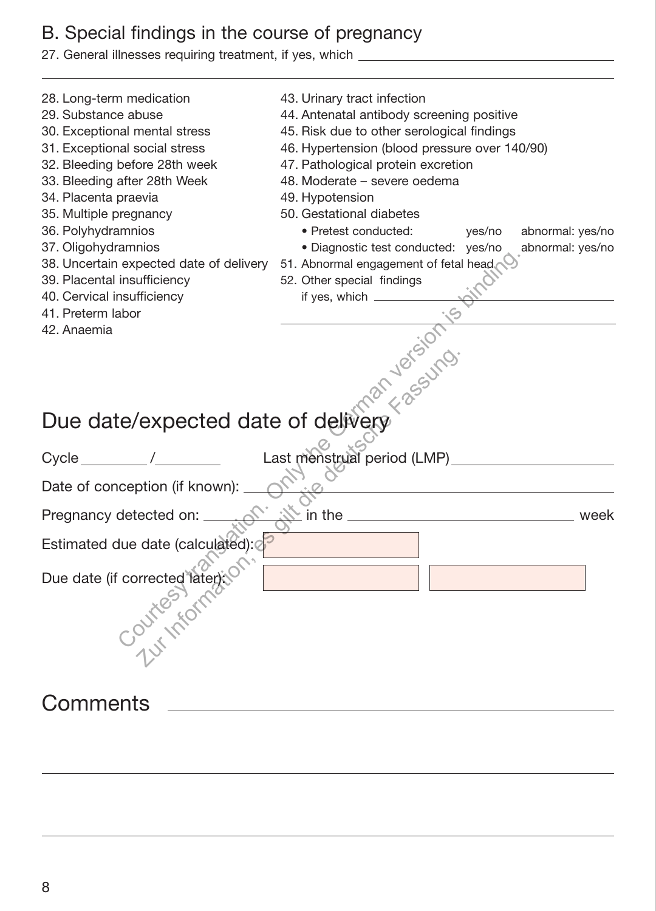## B. Special findings in the course of pregnancy

27. General illnesses requiring treatment, if yes, which \_\_\_\_\_\_\_\_\_\_\_\_\_\_\_\_\_\_\_\_

28. Long-term medication
29. Substance abuse
30. Exceptional mental stress
31. Exceptional social stress
32. Bleeding before 28th week
33. Bleeding after 28th Week
34. Placenta praevia
35. Multiple pregnancy
36. Polyhydramnios
37. Oligohydramnios
38. Uncertain expected date of delivery
39. Placental insufficiency
40. Cervical insufficiency
41. Preterm labor
42. Anaemia
43. Urinary tract infection
44. Antenatal antibody screening positive
45. Risk due to other serological findings
46. Hypertension (blood pressure over 140/90)
47. Pathological protein excretion
48. Moderate – severe oedema
49. Hypotension
50. Gestational diabetes
    - Pretest conducted: yes/no abnormal: yes/no
    - Diagnostic test conducted: yes/no abnormal: yes/no
51. Abnormal engagement of fetal head
52. Other special findings
    if yes, which \_\_\_\_\_\_\_\_\_\_\_\_\_\_\_\_\_\_\_\_

Courtesy translation. Only the German version is binding.
Zur Information, es gilt die deutsche Fassung.

## Due date/expected date of delivery

Cycle \_\_\_\_\_ / \_\_\_\_\_ Last menstrual period (LMP) \_\_\_\_\_\_\_\_\_\_

Date of conception (if known): \_\_\_\_\_\_\_\_\_\_

Pregnancy detected on: \_\_\_\_\_\_\_\_\_\_ in the \_\_\_\_\_\_\_\_\_\_ week

Estimated due date (calculated):

Due date (if corrected later):

## Comments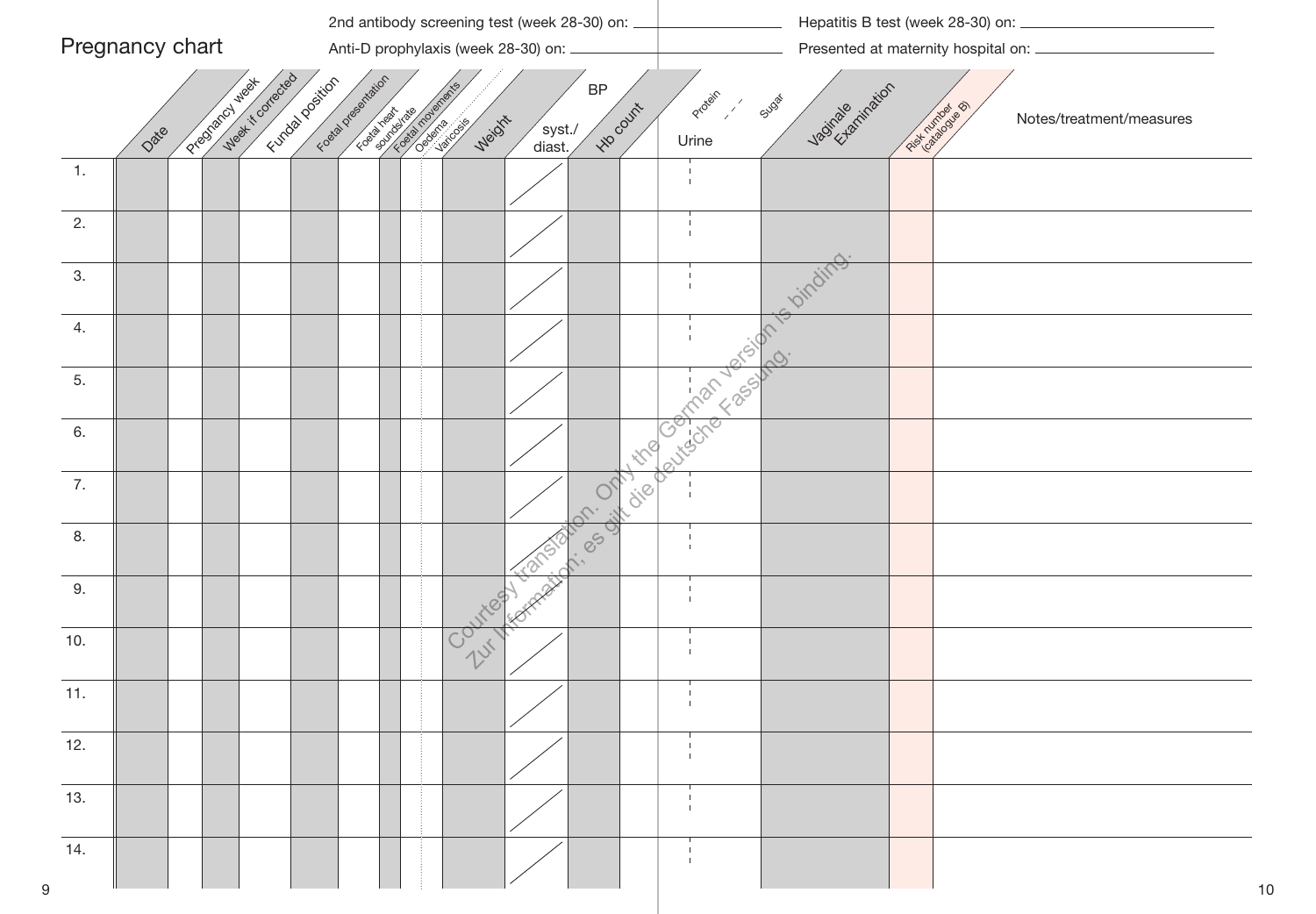# Pregnancy chart

2nd antibody screening test (week 28-30) on: \_\_\_\_\_\_\_\_\_\_\_\_

Anti-D prophylaxis (week 28-30) on: \_\_\_\_\_\_\_\_\_\_\_\_

Hepatitis B test (week 28-30) on: \_\_\_\_\_\_\_\_\_\_\_\_

Presented at maternity hospital on: \_\_\_\_\_\_\_\_\_\_\_\_

| | Date | Pregnancy week | Week if corrected | Fundal position | Foetal presentation | Foetal heart sounds/rate | Foetal movements | Oedema | Varicosis | Weight | BP syst./diast. | Hb count | Urine: Protein | Urine: Sugar | Vaginale Examination | Risk number (catalogue B) | Notes/treatment/measures |
|---|---|---|---|---|---|---|---|---|---|---|---|---|---|---|---|---|---|
| 1. | | | | | | | | | | | / | | | | | | |
| 2. | | | | | | | | | | | / | | | | | | |
| 3. | | | | | | | | | | | / | | | | | | |
| 4. | | | | | | | | | | | / | | | | | | |
| 5. | | | | | | | | | | | / | | | | | | |
| 6. | | | | | | | | | | | / | | | | | | |
| 7. | | | | | | | | | | | / | | | | | | |
| 8. | | | | | | | | | | | / | | | | | | |
| 9. | | | | | | | | | | | / | | | | | | |
| 10. | | | | | | | | | | | / | | | | | | |
| 11. | | | | | | | | | | | / | | | | | | |
| 12. | | | | | | | | | | | / | | | | | | |
| 13. | | | | | | | | | | | / | | | | | | |
| 14. | | | | | | | | | | | / | | | | | | |

Courtesy translation. Only the German version is binding.
Zur Information; es gilt die deutsche Fassung.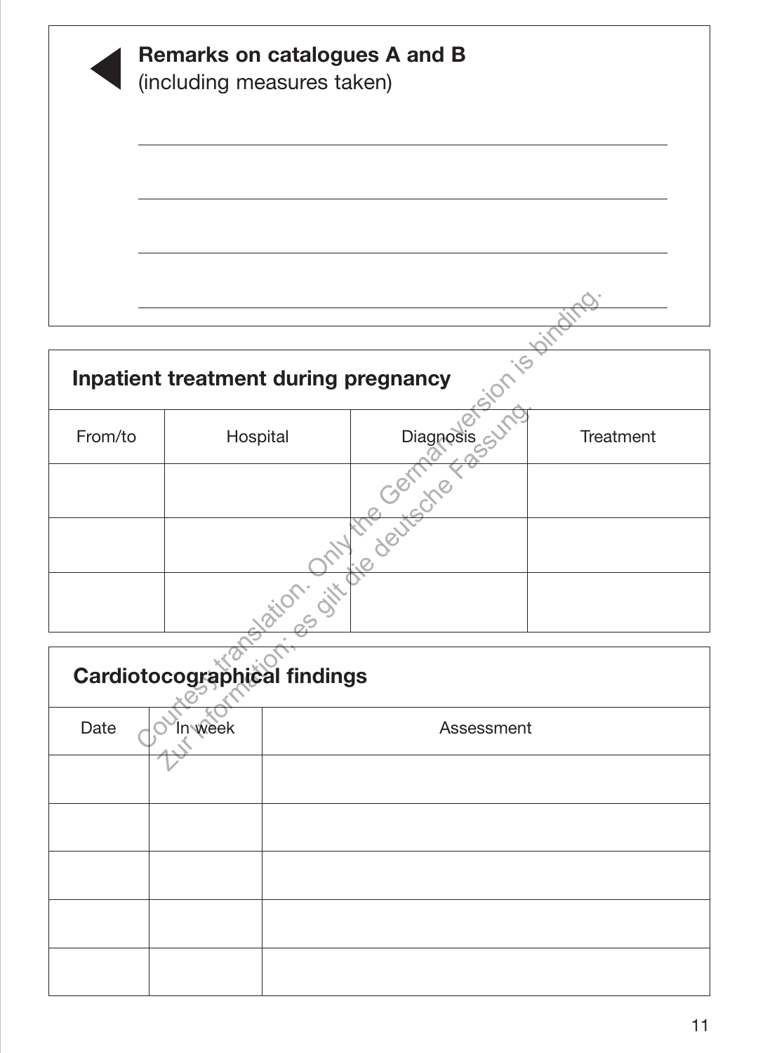## Remarks on catalogues A and B
(including measures taken)

## Inpatient treatment during pregnancy

| From/to | Hospital | Diagnosis | Treatment |
|---|---|---|---|
| | | | |
| | | | |
| | | | |

## Cardiotocographical findings

| Date | In week | Assessment |
|---|---|---|
| | | |
| | | |
| | | |
| | | |
| | | |

Courtesy translation. Only the German version is binding.
Zur Information; es gilt die deutsche Fassung.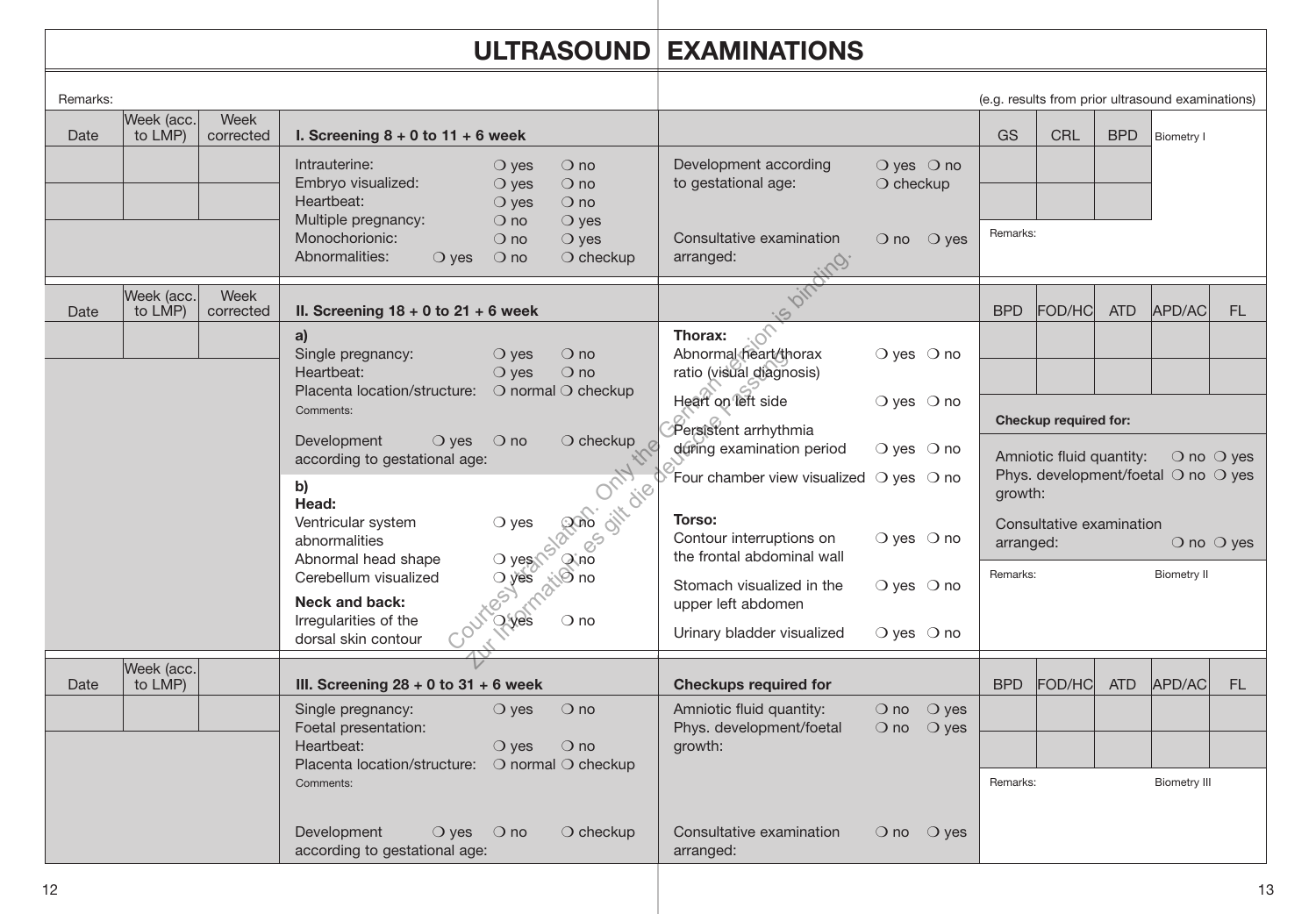# ULTRASOUND EXAMINATIONS

Remarks: (e.g. results from prior ultrasound examinations)

| Date | Week (acc. to LMP) | Week corrected | I. Screening 8 + 0 to 11 + 6 week | | GS | CRL | BPD | Biometry I |
|---|---|---|---|---|---|---|---|---|
| | | | Intrauterine: ❍ yes ❍ no<br>Embryo visualized: ❍ yes ❍ no<br>Heartbeat: ❍ yes ❍ no<br>Multiple pregnancy: ❍ no ❍ yes<br>Monochorionic: ❍ no ❍ yes<br>Abnormalities: ❍ yes ❍ no ❍ checkup | Development according to gestational age: ❍ yes ❍ no ❍ checkup<br><br>Consultative examination arranged: ❍ no ❍ yes | | | | |
| | | | | | | | | |
| | | | | | Remarks: | | | |

| Date | Week (acc. to LMP) | Week corrected | II. Screening 18 + 0 to 21 + 6 week | | BPD | FOD/HC | ATD | APD/AC | FL |
|---|---|---|---|---|---|---|---|---|---|
| | | | **a)**<br>Single pregnancy: ❍ yes ❍ no<br>Heartbeat: ❍ yes ❍ no<br>Placenta location/structure: ❍ normal ❍ checkup<br>Comments:<br><br>Development according to gestational age: ❍ yes ❍ no ❍ checkup<br><br>**b)**<br>**Head:**<br>Ventricular system abnormalities ❍ yes ❍ no<br>Abnormal head shape ❍ yes ❍ no<br>Cerebellum visualized ❍ yes ❍ no<br>**Neck and back:**<br>Irregularities of the dorsal skin contour ❍ yes ❍ no | **Thorax:**<br>Abnormal heart/thorax ratio (visual diagnosis) ❍ yes ❍ no<br>Heart on left side ❍ yes ❍ no<br>Persistent arrhythmia during examination period ❍ yes ❍ no<br>Four chamber view visualized ❍ yes ❍ no<br><br>**Torso:**<br>Contour interruptions on the frontal abdominal wall ❍ yes ❍ no<br>Stomach visualized in the upper left abdomen ❍ yes ❍ no<br>Urinary bladder visualized ❍ yes ❍ no | | | | | |
| | | | | | | | | | |
| | | | | | **Checkup required for:**<br>Amniotic fluid quantity: ❍ no ❍ yes<br>Phys. development/foetal growth: ❍ no ❍ yes<br>Consultative examination arranged: ❍ no ❍ yes | | | | |
| | | | | | Remarks: | | | Biometry II | |

| Date | Week (acc. to LMP) | | III. Screening 28 + 0 to 31 + 6 week | Checkups required for | BPD | FOD/HC | ATD | APD/AC | FL |
|---|---|---|---|---|---|---|---|---|---|
| | | | Single pregnancy: ❍ yes ❍ no<br>Foetal presentation:<br>Heartbeat: ❍ yes ❍ no<br>Placenta location/structure: ❍ normal ❍ checkup<br>Comments:<br><br>Development according to gestational age: ❍ yes ❍ no ❍ checkup | Amniotic fluid quantity: ❍ no ❍ yes<br>Phys. development/foetal growth: ❍ no ❍ yes<br><br>Consultative examination arranged: ❍ no ❍ yes | | | | | |
| | | | | | | | | | |
| | | | | | Remarks: | | | Biometry III | |

Courtesy translation. Only the German version is binding.
Zur Information, es gilt die deutsche Fassung.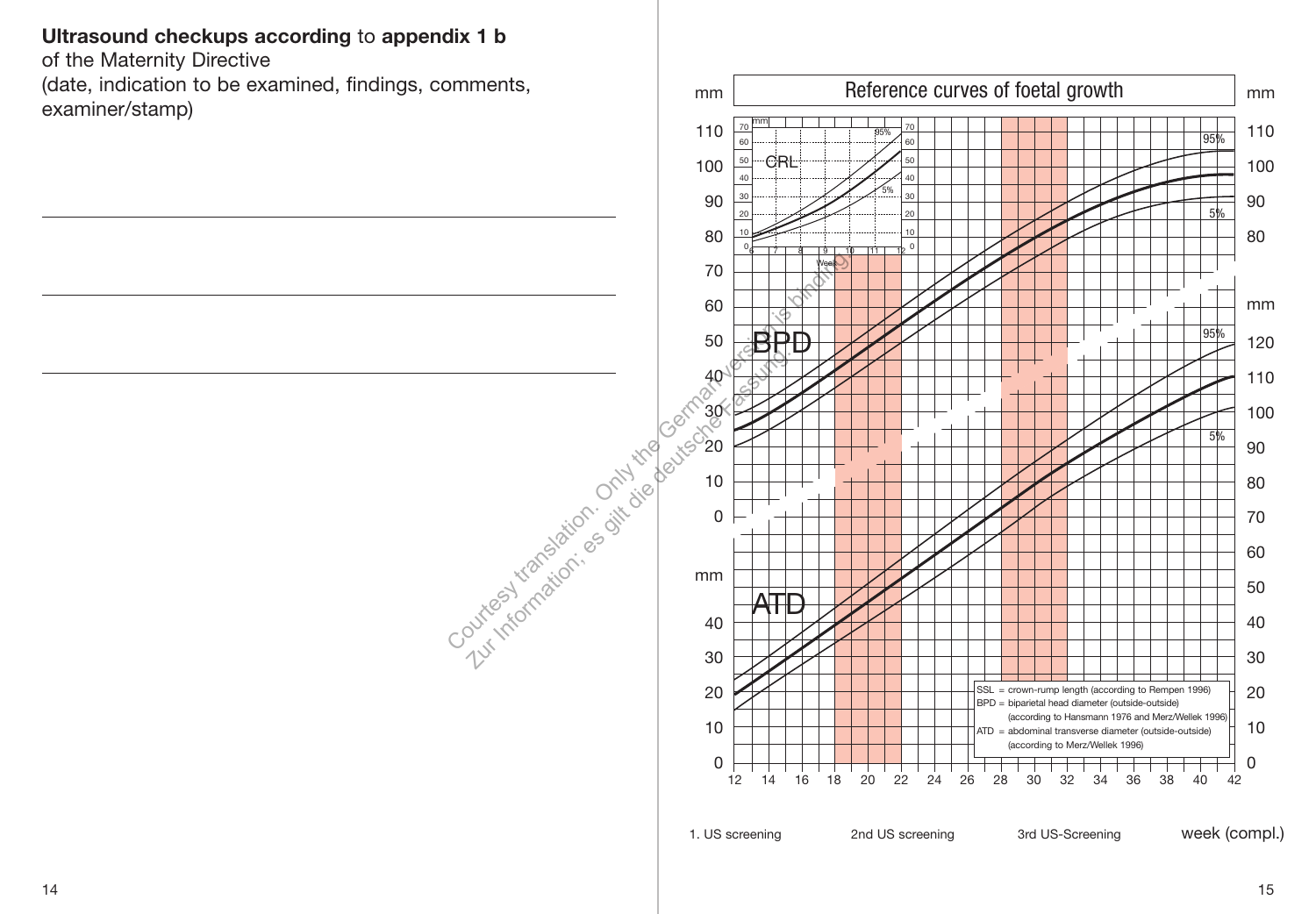**Ultrasound checkups according** to **appendix 1 b**
of the Maternity Directive
(date, indication to be examined, findings, comments, examiner/stamp)

---

---

---

Courtesy translation. Only the German version is binding.
Zur Information; es gilt die deutsche Fassung.

## Reference curves of foetal growth

SSL = crown-rump length (according to Rempen 1996)
BPD = biparietal head diameter (outside-outside) (according to Hansmann 1976 and Merz/Wellek 1996)
ATD = abdominal transverse diameter (outside-outside) (according to Merz/Wellek 1996)

1. US screening | 2nd US screening | 3rd US-Screening | week (compl.)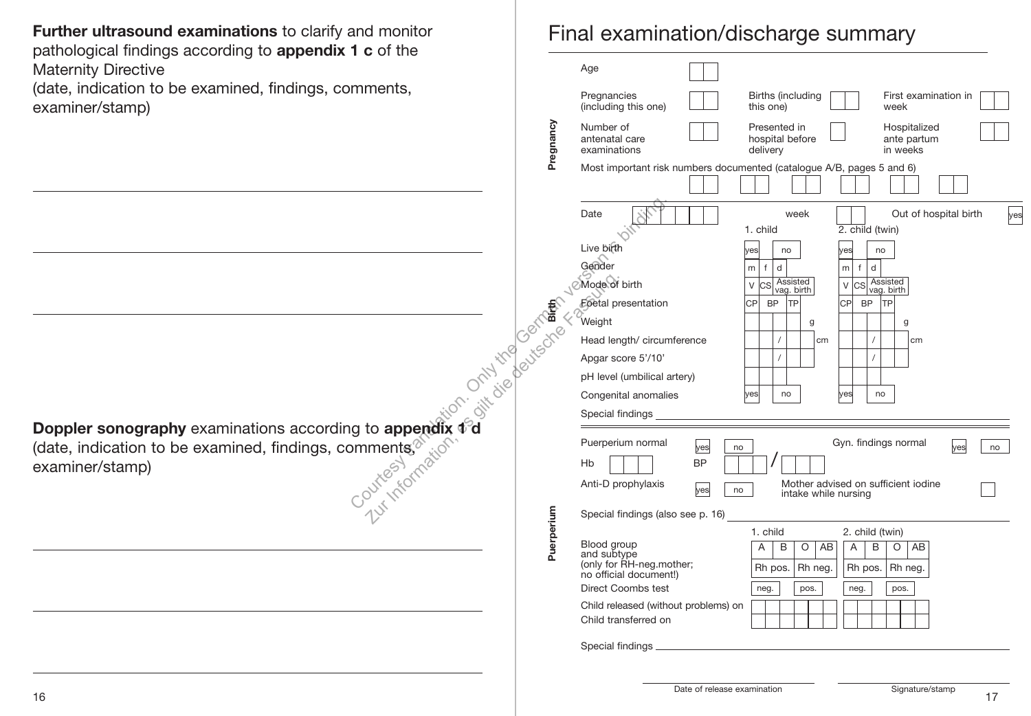**Further ultrasound examinations** to clarify and monitor pathological findings according to **appendix 1 c** of the Maternity Directive
(date, indication to be examined, findings, comments, examiner/stamp)

**Doppler sonography** examinations according to **appendix 1 d**
(date, indication to be examined, findings, comments, examiner/stamp)

# Final examination/discharge summary

## Pregnancy

| | | | | | |
|---|---|---|---|---|---|
| Age | | | | | |
| Pregnancies (including this one) | | Births (including this one) | | First examination in week | |
| Number of antenatal care examinations | | Presented in hospital before delivery | | Hospitalized ante partum in weeks | |

Most important risk numbers documented (catalogue A/B, pages 5 and 6)

## Birth

Date | week | Out of hospital birth: yes

| | 1. child | 2. child (twin) |
|---|---|---|
| Live birth | yes / no | yes / no |
| Gender | m / f / d | m / f / d |
| Mode of birth | V / CS / Assisted vag. birth | V / CS / Assisted vag. birth |
| Foetal presentation | CP / BP / TP | CP / BP / TP |
| Weight | g | g |
| Head length/ circumference | / cm | / cm |
| Apgar score 5'/10' | / | / |
| pH level (umbilical artery) | | |
| Congenital anomalies | yes / no | yes / no |

Special findings

## Puerperium

Puerperium normal: yes / no | Gyn. findings normal: yes / no

Hb | BP /

Anti-D prophylaxis: yes / no | Mother advised on sufficient iodine intake while nursing

Special findings (also see p. 16)

| | 1. child | 2. child (twin) |
|---|---|---|
| Blood group and subtype (only for RH-neg.mother; no official document!) | A / B / O / AB; Rh pos. / Rh neg. | A / B / O / AB; Rh pos. / Rh neg. |
| Direct Coombs test | neg. / pos. | neg. / pos. |
| Child released (without problems) on | | |
| Child transferred on | | |

Special findings

Date of release examination | Signature/stamp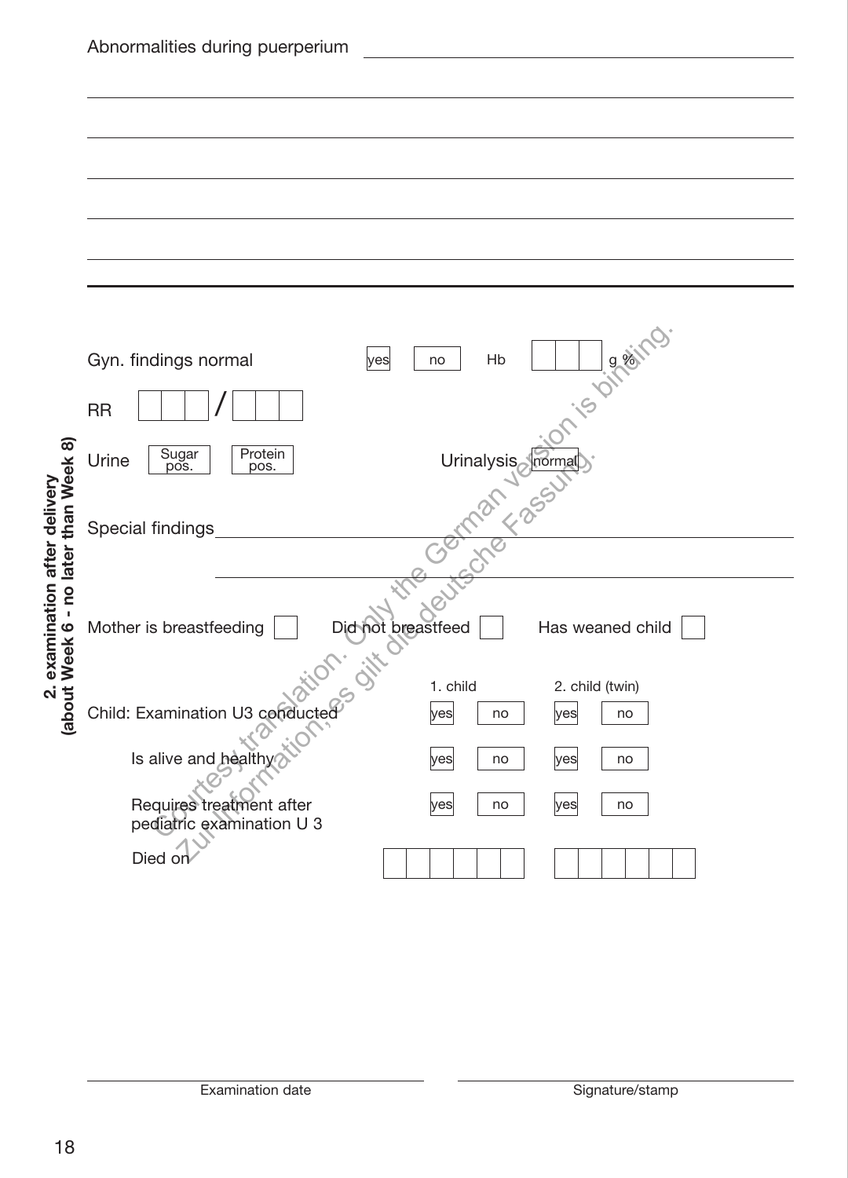Abnormalities during puerperium ______________________________

______________________________

______________________________

______________________________

______________________________

______________________________

## 2. examination after delivery (about Week 6 - no later than Week 8)

Gyn. findings normal [ yes ] [ no ] Hb [ | | ] g %

RR [ | | ] / [ | | ]

Urine [ Sugar pos. ] [ Protein pos. ] Urinalysis [ normal ]

Special findings ______________________________

______________________________

Mother is breastfeeding [ ] Did not breastfeed [ ] Has weaned child [ ]

| | 1. child | | 2. child (twin) | |
|---|---|---|---|---|
| Child: Examination U3 conducted | yes | no | yes | no |
| Is alive and healthy | yes | no | yes | no |
| Requires treatment after pediatric examination U 3 | yes | no | yes | no |
| Died on | [ \| \| \| \| \| ] | | [ \| \| \| \| \| ] | |

Courtesy translation. Only the German version is binding.
Zur Information, es gilt die deutsche Fassung.

______________________________ ______________________________
Examination date Signature/stamp